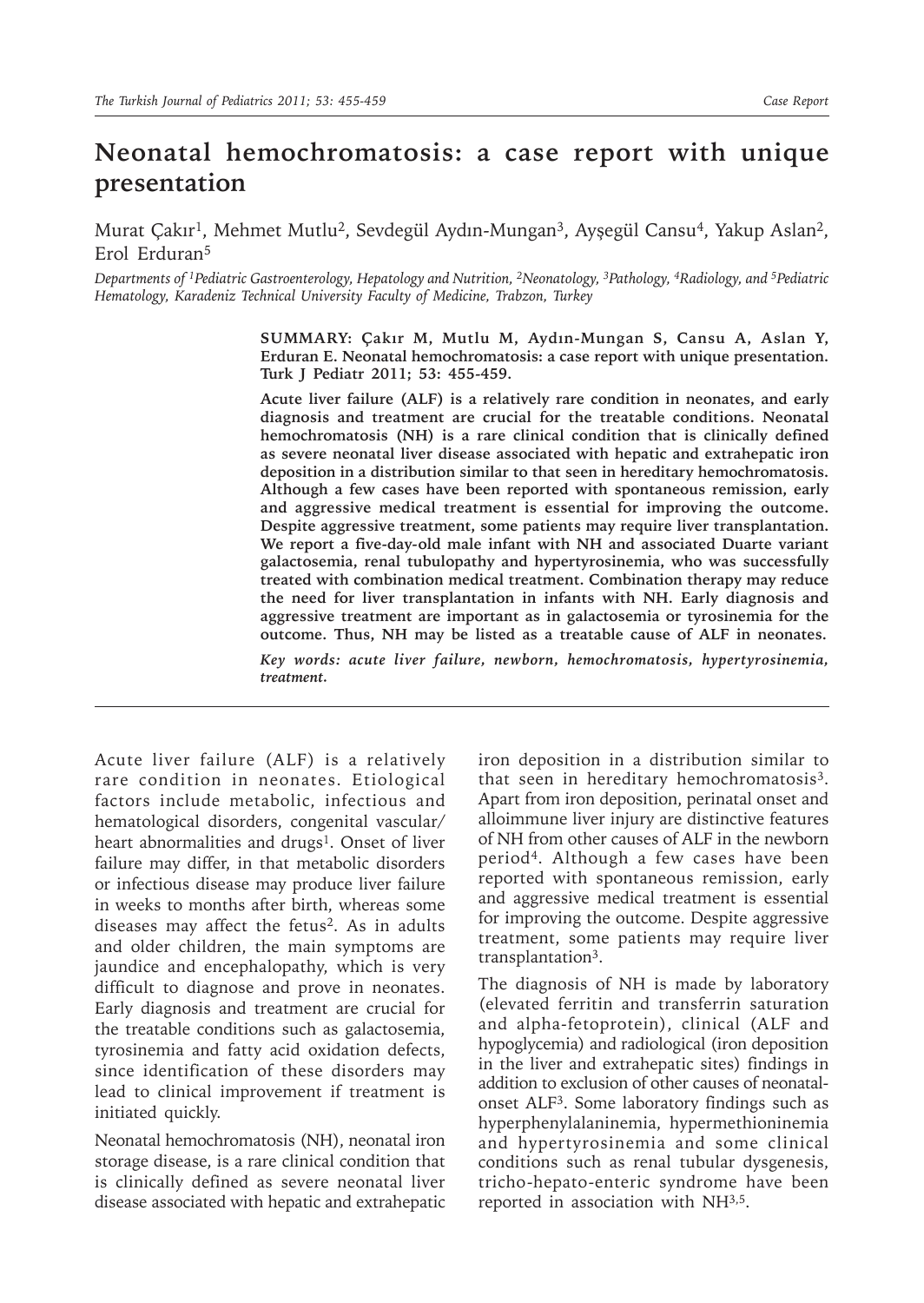# Neonatal hemochromatosis: a case report with unique presentation

Murat Çakır[1], Mehmet Mutlu[2], Sevdegül Aydın-Mungan[3], Ayşegül Cansu[4], Yakup Aslan[2], Erol Erduran[5]

*Departments of [1]Pediatric Gastroenterology, Hepatology and Nutrition, [2]Neonatology, [3]Pathology, [4]Radiology, and [5]Pediatric Hematology, Karadeniz Technical University Faculty of Medicine, Trabzon, Turkey*

**SUMMARY: Çakır M, Mutlu M, Aydın-Mungan S, Cansu A, Aslan Y, Erduran E. Neonatal hemochromatosis: a case report with unique presentation. Turk J Pediatr 2011; 53: 455-459.**

**Acute liver failure (ALF) is a relatively rare condition in neonates, and early diagnosis and treatment are crucial for the treatable conditions. Neonatal hemochromatosis (NH) is a rare clinical condition that is clinically defined as severe neonatal liver disease associated with hepatic and extrahepatic iron deposition in a distribution similar to that seen in hereditary hemochromatosis. Although a few cases have been reported with spontaneous remission, early and aggressive medical treatment is essential for improving the outcome. Despite aggressive treatment, some patients may require liver transplantation. We report a five-day-old male infant with NH and associated Duarte variant galactosemia, renal tubulopathy and hypertyrosinemia, who was successfully treated with combination medical treatment. Combination therapy may reduce the need for liver transplantation in infants with NH. Early diagnosis and aggressive treatment are important as in galactosemia or tyrosinemia for the outcome. Thus, NH may be listed as a treatable cause of ALF in neonates.**

***Key words:** acute liver failure, newborn, hemochromatosis, hypertyrosinemia, treatment.*

---

Acute liver failure (ALF) is a relatively rare condition in neonates. Etiological factors include metabolic, infectious and hematological disorders, congenital vascular/heart abnormalities and drugs[1]. Onset of liver failure may differ, in that metabolic disorders or infectious disease may produce liver failure in weeks to months after birth, whereas some diseases may affect the fetus[2]. As in adults and older children, the main symptoms are jaundice and encephalopathy, which is very difficult to diagnose and prove in neonates. Early diagnosis and treatment are crucial for the treatable conditions such as galactosemia, tyrosinemia and fatty acid oxidation defects, since identification of these disorders may lead to clinical improvement if treatment is initiated quickly.

Neonatal hemochromatosis (NH), neonatal iron storage disease, is a rare clinical condition that is clinically defined as severe neonatal liver disease associated with hepatic and extrahepatic iron deposition in a distribution similar to that seen in hereditary hemochromatosis[3]. Apart from iron deposition, perinatal onset and alloimmune liver injury are distinctive features of NH from other causes of ALF in the newborn period[4]. Although a few cases have been reported with spontaneous remission, early and aggressive medical treatment is essential for improving the outcome. Despite aggressive treatment, some patients may require liver transplantation[3].

The diagnosis of NH is made by laboratory (elevated ferritin and transferrin saturation and alpha-fetoprotein), clinical (ALF and hypoglycemia) and radiological (iron deposition in the liver and extrahepatic sites) findings in addition to exclusion of other causes of neonatal-onset ALF[3]. Some laboratory findings such as hyperphenylalaninemia, hypermethioninemia and hypertyrosinemia and some clinical conditions such as renal tubular dysgenesis, tricho-hepato-enteric syndrome have been reported in association with NH[3,5].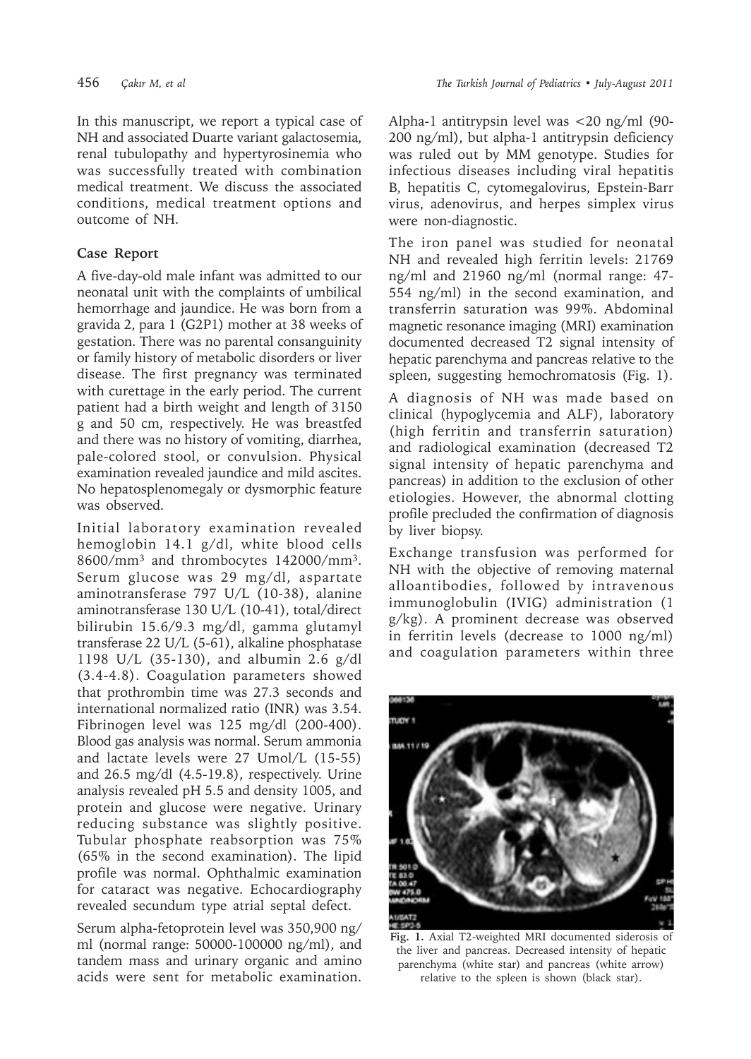In this manuscript, we report a typical case of NH and associated Duarte variant galactosemia, renal tubulopathy and hypertyrosinemia who was successfully treated with combination medical treatment. We discuss the associated conditions, medical treatment options and outcome of NH.

## Case Report

A five-day-old male infant was admitted to our neonatal unit with the complaints of umbilical hemorrhage and jaundice. He was born from a gravida 2, para 1 (G2P1) mother at 38 weeks of gestation. There was no parental consanguinity or family history of metabolic disorders or liver disease. The first pregnancy was terminated with curettage in the early period. The current patient had a birth weight and length of 3150 g and 50 cm, respectively. He was breastfed and there was no history of vomiting, diarrhea, pale-colored stool, or convulsion. Physical examination revealed jaundice and mild ascites. No hepatosplenomegaly or dysmorphic feature was observed.

Initial laboratory examination revealed hemoglobin 14.1 g/dl, white blood cells 8600/mm$^3$ and thrombocytes 142000/mm$^3$. Serum glucose was 29 mg/dl, aspartate aminotransferase 797 U/L (10-38), alanine aminotransferase 130 U/L (10-41), total/direct bilirubin 15.6/9.3 mg/dl, gamma glutamyl transferase 22 U/L (5-61), alkaline phosphatase 1198 U/L (35-130), and albumin 2.6 g/dl (3.4-4.8). Coagulation parameters showed that prothrombin time was 27.3 seconds and international normalized ratio (INR) was 3.54. Fibrinogen level was 125 mg/dl (200-400). Blood gas analysis was normal. Serum ammonia and lactate levels were 27 Umol/L (15-55) and 26.5 mg/dl (4.5-19.8), respectively. Urine analysis revealed pH 5.5 and density 1005, and protein and glucose were negative. Urinary reducing substance was slightly positive. Tubular phosphate reabsorption was 75% (65% in the second examination). The lipid profile was normal. Ophthalmic examination for cataract was negative. Echocardiography revealed secundum type atrial septal defect.

Serum alpha-fetoprotein level was 350,900 ng/ml (normal range: 50000-100000 ng/ml), and tandem mass and urinary organic and amino acids were sent for metabolic examination. Alpha-1 antitrypsin level was <20 ng/ml (90-200 ng/ml), but alpha-1 antitrypsin deficiency was ruled out by MM genotype. Studies for infectious diseases including viral hepatitis B, hepatitis C, cytomegalovirus, Epstein-Barr virus, adenovirus, and herpes simplex virus were non-diagnostic.

The iron panel was studied for neonatal NH and revealed high ferritin levels: 21769 ng/ml and 21960 ng/ml (normal range: 47-554 ng/ml) in the second examination, and transferrin saturation was 99%. Abdominal magnetic resonance imaging (MRI) examination documented decreased T2 signal intensity of hepatic parenchyma and pancreas relative to the spleen, suggesting hemochromatosis (Fig. 1).

A diagnosis of NH was made based on clinical (hypoglycemia and ALF), laboratory (high ferritin and transferrin saturation) and radiological examination (decreased T2 signal intensity of hepatic parenchyma and pancreas) in addition to the exclusion of other etiologies. However, the abnormal clotting profile precluded the confirmation of diagnosis by liver biopsy.

Exchange transfusion was performed for NH with the objective of removing maternal alloantibodies, followed by intravenous immunoglobulin (IVIG) administration (1 g/kg). A prominent decrease was observed in ferritin levels (decrease to 1000 ng/ml) and coagulation parameters within three

**Fig. 1.** Axial T2-weighted MRI documented siderosis of the liver and pancreas. Decreased intensity of hepatic parenchyma (white star) and pancreas (white arrow) relative to the spleen is shown (black star).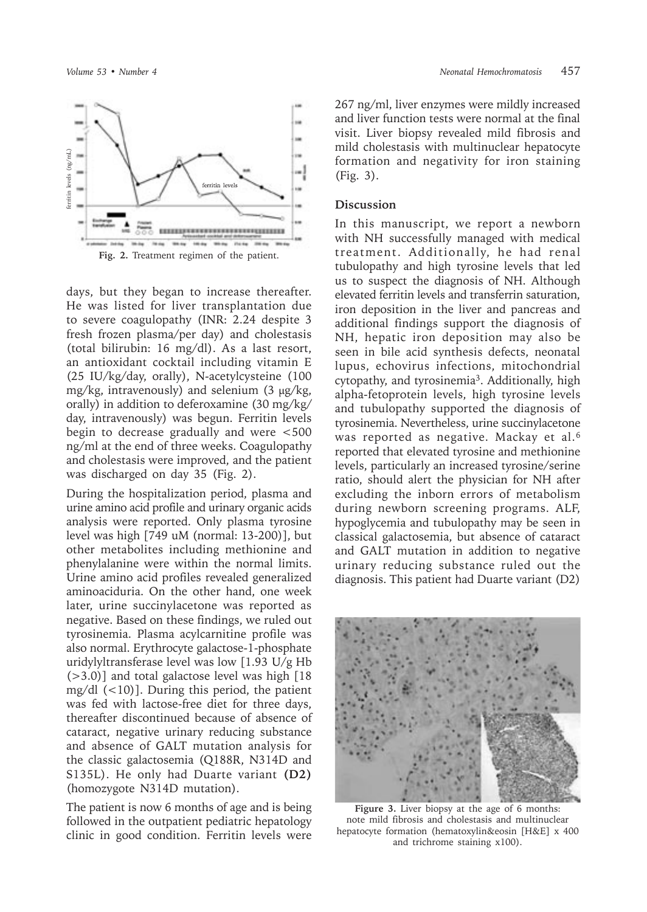Fig. 2. Treatment regimen of the patient.

days, but they began to increase thereafter. He was listed for liver transplantation due to severe coagulopathy (INR: 2.24 despite 3 fresh frozen plasma/per day) and cholestasis (total bilirubin: 16 mg/dl). As a last resort, an antioxidant cocktail including vitamin E (25 IU/kg/day, orally), N-acetylcysteine (100 mg/kg, intravenously) and selenium (3 µg/kg, orally) in addition to deferoxamine (30 mg/kg/day, intravenously) was begun. Ferritin levels begin to decrease gradually and were <500 ng/ml at the end of three weeks. Coagulopathy and cholestasis were improved, and the patient was discharged on day 35 (Fig. 2).

During the hospitalization period, plasma and urine amino acid profile and urinary organic acids analysis were reported. Only plasma tyrosine level was high [749 uM (normal: 13-200)], but other metabolites including methionine and phenylalanine were within the normal limits. Urine amino acid profiles revealed generalized aminoaciduria. On the other hand, one week later, urine succinylacetone was reported as negative. Based on these findings, we ruled out tyrosinemia. Plasma acylcarnitine profile was also normal. Erythrocyte galactose-1-phosphate uridylyltransferase level was low [1.93 U/g Hb (>3.0)] and total galactose level was high [18 mg/dl (<10)]. During this period, the patient was fed with lactose-free diet for three days, thereafter discontinued because of absence of cataract, negative urinary reducing substance and absence of GALT mutation analysis for the classic galactosemia (Q188R, N314D and S135L). He only had Duarte variant **(D2)** (homozygote N314D mutation).

The patient is now 6 months of age and is being followed in the outpatient pediatric hepatology clinic in good condition. Ferritin levels were 267 ng/ml, liver enzymes were mildly increased and liver function tests were normal at the final visit. Liver biopsy revealed mild fibrosis and mild cholestasis with multinuclear hepatocyte formation and negativity for iron staining (Fig. 3).

## Discussion

In this manuscript, we report a newborn with NH successfully managed with medical treatment. Additionally, he had renal tubulopathy and high tyrosine levels that led us to suspect the diagnosis of NH. Although elevated ferritin levels and transferrin saturation, iron deposition in the liver and pancreas and additional findings support the diagnosis of NH, hepatic iron deposition may also be seen in bile acid synthesis defects, neonatal lupus, echovirus infections, mitochondrial cytopathy, and tyrosinemia[3]. Additionally, high alpha-fetoprotein levels, high tyrosine levels and tubulopathy supported the diagnosis of tyrosinemia. Nevertheless, urine succinylacetone was reported as negative. Mackay et al.[6] reported that elevated tyrosine and methionine levels, particularly an increased tyrosine/serine ratio, should alert the physician for NH after excluding the inborn errors of metabolism during newborn screening programs. ALF, hypoglycemia and tubulopathy may be seen in classical galactosemia, but absence of cataract and GALT mutation in addition to negative urinary reducing substance ruled out the diagnosis. This patient had Duarte variant (D2)

Figure 3. Liver biopsy at the age of 6 months: note mild fibrosis and cholestasis and multinuclear hepatocyte formation (hematoxylin&eosin [H&E] x 400 and trichrome staining x100).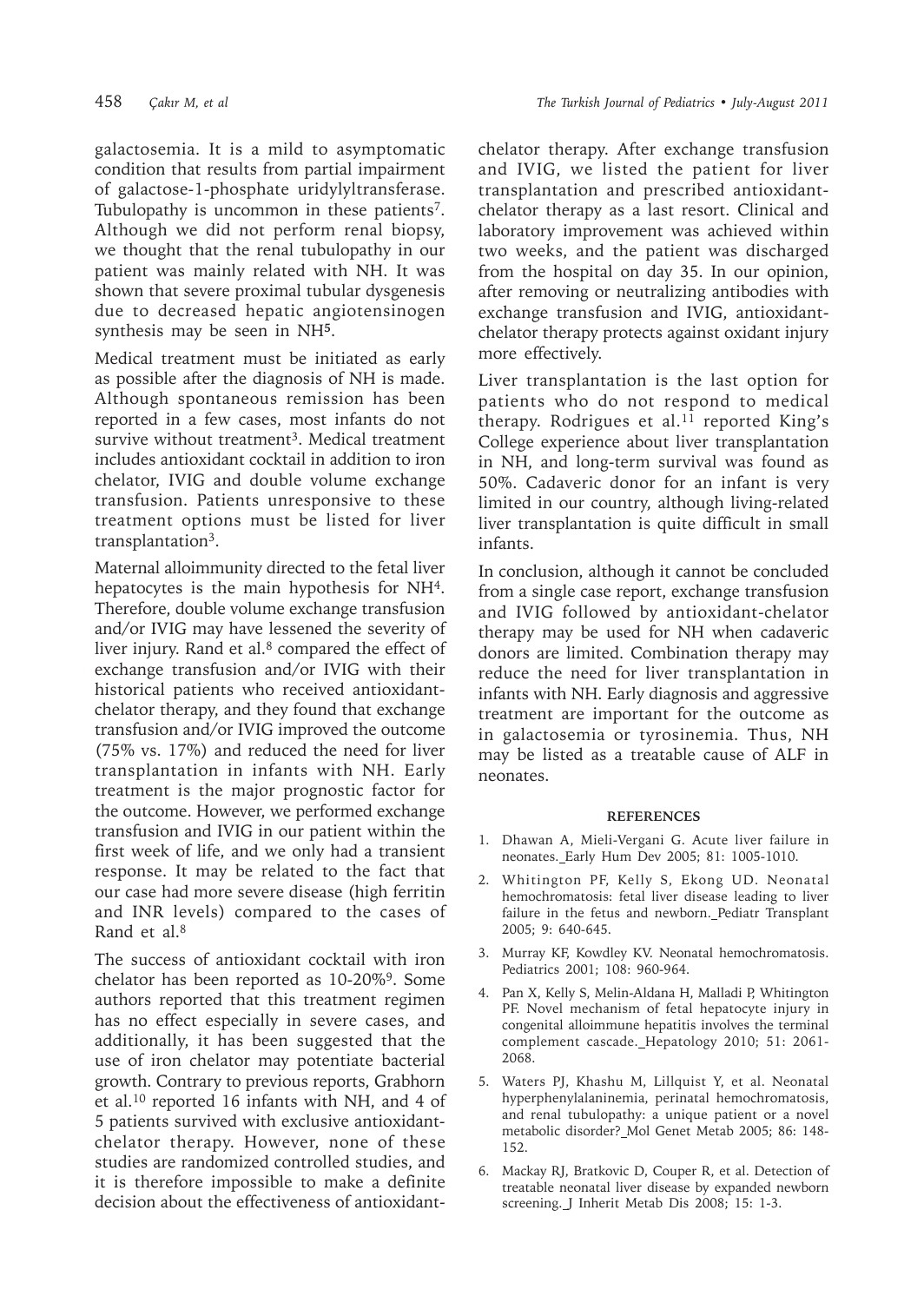galactosemia. It is a mild to asymptomatic condition that results from partial impairment of galactose-1-phosphate uridylyltransferase. Tubulopathy is uncommon in these patients[7]. Although we did not perform renal biopsy, we thought that the renal tubulopathy in our patient was mainly related with NH. It was shown that severe proximal tubular dysgenesis due to decreased hepatic angiotensinogen synthesis may be seen in NH[5].

Medical treatment must be initiated as early as possible after the diagnosis of NH is made. Although spontaneous remission has been reported in a few cases, most infants do not survive without treatment[3]. Medical treatment includes antioxidant cocktail in addition to iron chelator, IVIG and double volume exchange transfusion. Patients unresponsive to these treatment options must be listed for liver transplantation[3].

Maternal alloimmunity directed to the fetal liver hepatocytes is the main hypothesis for NH[4]. Therefore, double volume exchange transfusion and/or IVIG may have lessened the severity of liver injury. Rand et al.[8] compared the effect of exchange transfusion and/or IVIG with their historical patients who received antioxidant-chelator therapy, and they found that exchange transfusion and/or IVIG improved the outcome (75% vs. 17%) and reduced the need for liver transplantation in infants with NH. Early treatment is the major prognostic factor for the outcome. However, we performed exchange transfusion and IVIG in our patient within the first week of life, and we only had a transient response. It may be related to the fact that our case had more severe disease (high ferritin and INR levels) compared to the cases of Rand et al.[8]

The success of antioxidant cocktail with iron chelator has been reported as 10-20%[9]. Some authors reported that this treatment regimen has no effect especially in severe cases, and additionally, it has been suggested that the use of iron chelator may potentiate bacterial growth. Contrary to previous reports, Grabhorn et al.[10] reported 16 infants with NH, and 4 of 5 patients survived with exclusive antioxidant-chelator therapy. However, none of these studies are randomized controlled studies, and it is therefore impossible to make a definite decision about the effectiveness of antioxidant-chelator therapy. After exchange transfusion and IVIG, we listed the patient for liver transplantation and prescribed antioxidant-chelator therapy as a last resort. Clinical and laboratory improvement was achieved within two weeks, and the patient was discharged from the hospital on day 35. In our opinion, after removing or neutralizing antibodies with exchange transfusion and IVIG, antioxidant-chelator therapy protects against oxidant injury more effectively.

Liver transplantation is the last option for patients who do not respond to medical therapy. Rodrigues et al.[11] reported King's College experience about liver transplantation in NH, and long-term survival was found as 50%. Cadaveric donor for an infant is very limited in our country, although living-related liver transplantation is quite difficult in small infants.

In conclusion, although it cannot be concluded from a single case report, exchange transfusion and IVIG followed by antioxidant-chelator therapy may be used for NH when cadaveric donors are limited. Combination therapy may reduce the need for liver transplantation in infants with NH. Early diagnosis and aggressive treatment are important for the outcome as in galactosemia or tyrosinemia. Thus, NH may be listed as a treatable cause of ALF in neonates.

## REFERENCES

1. Dhawan A, Mieli-Vergani G. Acute liver failure in neonates. Early Hum Dev 2005; 81: 1005-1010.
2. Whitington PF, Kelly S, Ekong UD. Neonatal hemochromatosis: fetal liver disease leading to liver failure in the fetus and newborn. Pediatr Transplant 2005; 9: 640-645.
3. Murray KF, Kowdley KV. Neonatal hemochromatosis. Pediatrics 2001; 108: 960-964.
4. Pan X, Kelly S, Melin-Aldana H, Malladi P, Whitington PF. Novel mechanism of fetal hepatocyte injury in congenital alloimmune hepatitis involves the terminal complement cascade. Hepatology 2010; 51: 2061-2068.
5. Waters PJ, Khashu M, Lillquist Y, et al. Neonatal hyperphenylalaninemia, perinatal hemochromatosis, and renal tubulopathy: a unique patient or a novel metabolic disorder? Mol Genet Metab 2005; 86: 148-152.
6. Mackay RJ, Bratkovic D, Couper R, et al. Detection of treatable neonatal liver disease by expanded newborn screening. J Inherit Metab Dis 2008; 15: 1-3.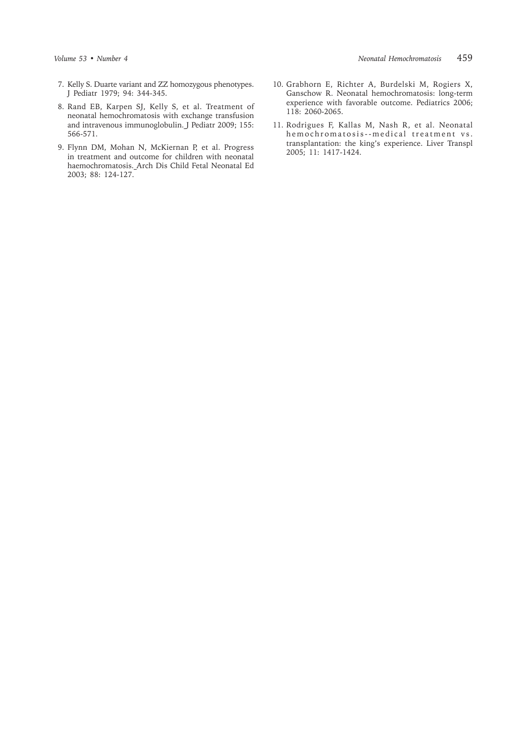7. Kelly S. Duarte variant and ZZ homozygous phenotypes. J Pediatr 1979; 94: 344-345.
8. Rand EB, Karpen SJ, Kelly S, et al. Treatment of neonatal hemochromatosis with exchange transfusion and intravenous immunoglobulin. J Pediatr 2009; 155: 566-571.
9. Flynn DM, Mohan N, McKiernan P, et al. Progress in treatment and outcome for children with neonatal haemochromatosis. Arch Dis Child Fetal Neonatal Ed 2003; 88: 124-127.
10. Grabhorn E, Richter A, Burdelski M, Rogiers X, Ganschow R. Neonatal hemochromatosis: long-term experience with favorable outcome. Pediatrics 2006; 118: 2060-2065.
11. Rodrigues F, Kallas M, Nash R, et al. Neonatal hemochromatosis--medical treatment vs. transplantation: the king's experience. Liver Transpl 2005; 11: 1417-1424.